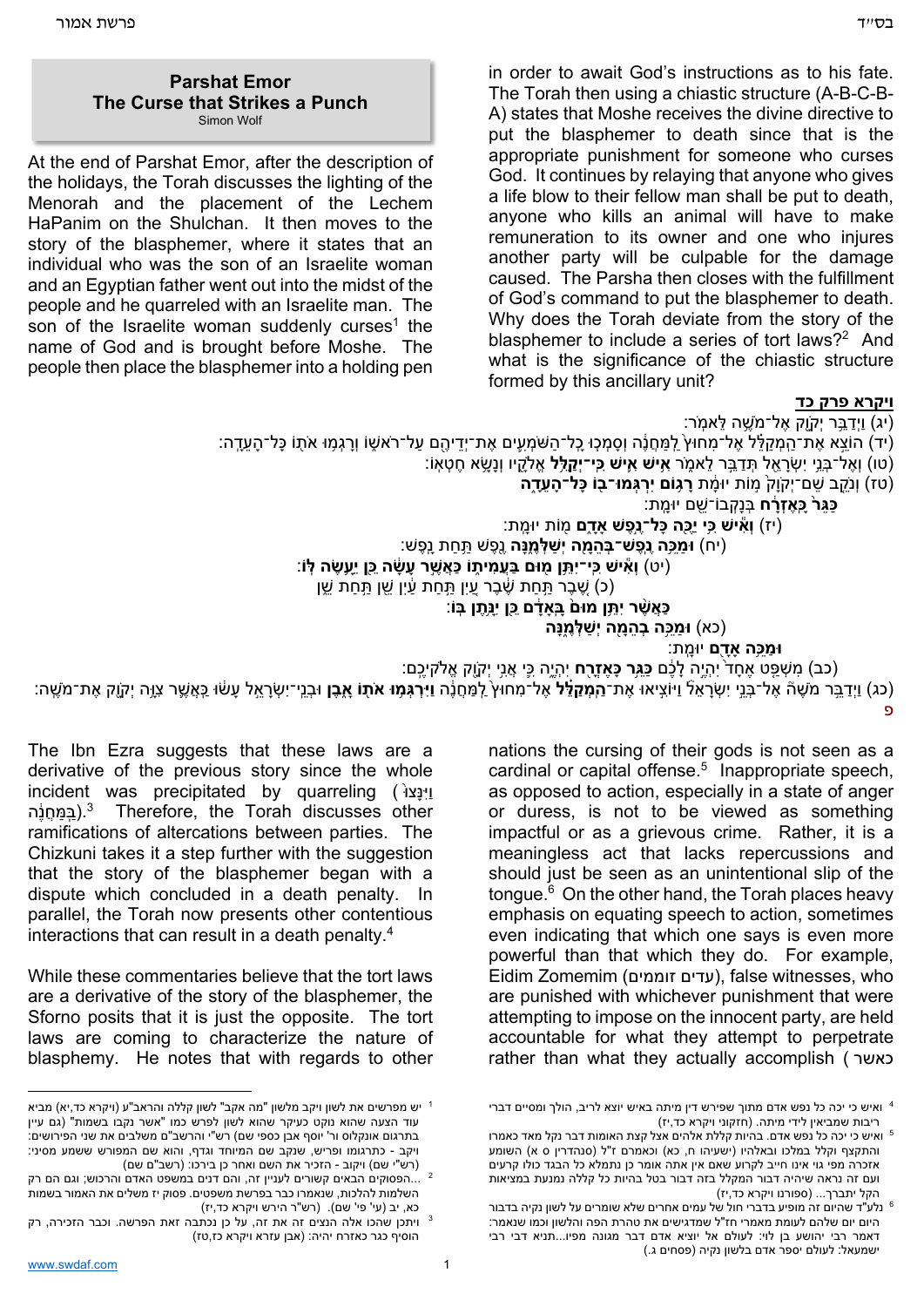## Parshat Emor
## The Curse that Strikes a Punch

Simon Wolf

At the end of Parshat Emor, after the description of the holidays, the Torah discusses the lighting of the Menorah and the placement of the Lechem HaPanim on the Shulchan. It then moves to the story of the blasphemer, where it states that an individual who was the son of an Israelite woman and an Egyptian father went out into the midst of the people and he quarreled with an Israelite man. The son of the Israelite woman suddenly curses[1] the name of God and is brought before Moshe. The people then place the blasphemer into a holding pen in order to await God's instructions as to his fate. The Torah then using a chiastic structure (A-B-C-B-A) states that Moshe receives the divine directive to put the blasphemer to death since that is the appropriate punishment for someone who curses God. It continues by relaying that anyone who gives a life blow to their fellow man shall be put to death, anyone who kills an animal will have to make remuneration to its owner and one who injures another party will be culpable for the damage caused. The Parsha then closes with the fulfillment of God's command to put the blasphemer to death. Why does the Torah deviate from the story of the blasphemer to include a series of tort laws?[2] And what is the significance of the chiastic structure formed by this ancillary unit?

**ויקרא פרק כד**

(יג) וַיְדַבֵּר יְקֹוָק אֶל־מֹשֶׁה לֵּאמֹר:

(יד) הוֹצֵא אֶת־הַֽמְקַלֵּל אֶל־מִחוּץ לַֽמַּחֲנֶה וְסָמְכוּ כָֽל־הַשֹּׁמְעִים אֶת־יְדֵיהֶם עַל־רֹאשׁוֹ וְרָגְמוּ אֹתוֹ כָּל־הָעֵדָה:

(טו) וְאֶל־בְּנֵי יִשְׂרָאֵל תְּדַבֵּר לֵאמֹר **אִישׁ אִישׁ כִּֽי־יְקַלֵּל** אֱלֹהָיו וְנָשָׂא חֶטְאוֹ:

(טז) וְנֹקֵב שֵׁם־יְקֹוָק מוֹת יוּמָת **רָגוֹם יִרְגְּמוּ־בוֹ כָּל־הָעֵדָה**
**כַּגֵּר כָּֽאֶזְרָח** בְּנָקְבוֹ־שֵׁם יוּמָת:

(יז) **וְאִישׁ כִּי יַכֶּה כָּל־נֶפֶשׁ אָדָם** מוֹת יוּמָת:

(יח) **וּמַכֵּה נֶֽפֶשׁ־בְּהֵמָה יְשַׁלְּמֶנָּה** נֶפֶשׁ תַּחַת נָֽפֶשׁ:

(יט) **וְאִישׁ כִּֽי־יִתֵּן מוּם בַּעֲמִיתוֹ כַּאֲשֶׁר עָשָׂה כֵּן יֵעָשֶׂה לּוֹ:**

(כ) שֶׁבֶר תַּחַת שֶׁבֶר עַיִן תַּחַת עַיִן שֵׁן תַּחַת שֵׁן
**כַּאֲשֶׁר יִתֵּן מוּם בָּֽאָדָם כֵּן יִנָּתֶן בּֽוֹ:**

(כא) **וּמַכֵּה בְהֵמָה יְשַׁלְּמֶנָּה**
**וּמַכֵּה אָדָם** יוּמָת:

(כב) מִשְׁפַּט אֶחָד יִהְיֶה לָכֶם **כַּגֵּר כָּֽאֶזְרָח** יִהְיֶה כִּי אֲנִי יְקֹוָק אֱלֹהֵיכֶם:

(כג) וַיְדַבֵּר מֹשֶׁה אֶל־בְּנֵי יִשְׂרָאֵל וַיּוֹצִיאוּ אֶת־**הַֽמְקַלֵּל** אֶל־מִחוּץ לַֽמַּחֲנֶה **וַיִּרְגְּמוּ אֹתוֹ אָבֶן** וּבְנֵֽי־יִשְׂרָאֵל עָשׂוּ כַּאֲשֶׁר צִוָּה יְקֹוָק אֶת־מֹשֶֽׁה:

פ

The Ibn Ezra suggests that these laws are a derivative of the previous story since the whole incident was precipitated by quarreling (וַיִּנָּצוּ בַּמַּחֲנֶה).[3] Therefore, the Torah discusses other ramifications of altercations between parties. The Chizkuni takes it a step further with the suggestion that the story of the blasphemer began with a dispute which concluded in a death penalty. In parallel, the Torah now presents other contentious interactions that can result in a death penalty.[4]

While these commentaries believe that the tort laws are a derivative of the story of the blasphemer, the Sforno posits that it is just the opposite. The tort laws are coming to characterize the nature of blasphemy. He notes that with regards to other nations the cursing of their gods is not seen as a cardinal or capital offense.[5] Inappropriate speech, as opposed to action, especially in a state of anger or duress, is not to be viewed as something impactful or as a grievous crime. Rather, it is a meaningless act that lacks repercussions and should just be seen as an unintentional slip of the tongue.[6] On the other hand, the Torah places heavy emphasis on equating speech to action, sometimes even indicating that which one says is even more powerful than that which they do. For example, Eidim Zomemim (עדים זוממים), false witnesses, who are punished with whichever punishment that were attempting to impose on the innocent party, are held accountable for what they attempt to perpetrate rather than what they actually accomplish (כאשר

---

[1] יש מפרשים את לשון ויקב מלשון "מה אקב" לשון קללה והראב"ע (ויקרא כד,יא) מביא עוד הצעה שהוא נוקט כעיקר שהוא לשון לפרש כמו "אשר נקבו בשמות" (גם עיין בתרגום אונקלוס ור' יוסף אבן כספי שם) רש"י והרשב"ם משלבים את שני הפירושים: ויקב - כתרגומו ופריש, שנקב שם המיוחד וגדף, והוא שם המפורש ששמע מסיני: (רש"י שם) ויקוב - הזכיר את השם ואחר כן בירכו: (רשב"ם שם)

[2] ...הפסוקים הבאים קשורים לעניין זה, והם דינים במשפט האדם והרכוש; וגם הם רק השלמות להלכות, שנאמרו כבר בפרשת משפטים. פסוק יז משלים את האמור בשמות כא, יב (עי' פי' שם). (רש"ר הירש ויקרא כד,יז)

[3] ויתכן שהכו אלה הנצים זה את זה, על כן נכתבה זאת הפרשה. וכבר הזכירה, רק הוסיף כגר כאזרח יהיה: (אבן עזרא ויקרא כד,טו)

[4] ואיש כי יכה כל נפש אדם מתוך שפירש דין מיתה באיש יוצא לריב, הולך ומסיים דברי ריבות שמביאין לידי מיתה. (חזקוני ויקרא כד,יז)

[5] ואיש כי יכה כל נפש אדם. בהיות קללת אלהים אצל קצת האומות דבר נקל מאד כאמרו והתקצף וקלל במלכו ובאלהיו (ישעיהו ח, כא) וכאמרם ז"ל (סנהדרין ס א) השומע אזכרה מפי גוי אינו חייב לקרוע שאם אין אתה אומר כן נתמלא כל הבגד כולו קרעים ועם זה נראה שיהיה דבר המקלל בזה דבר בטל בהיות כל קללה נמנעת במציאות הקל יתברך... (ספורנו ויקרא כד,יז)

[6] נלע"ד שהיום זה מופיע בדברי חול של עמים אחרים שלא שומרים על לשון נקיה בדבור היום יום שלהם לעומת מאמרי חז"ל שמדגישים את טהרת הפה והלשון וכמו שנאמר: דאמר רבי יהושע בן לוי: לעולם אל יוציא אדם דבר מגונה מפיו...תניא דבי רבי ישמעאל: לעולם יספר אדם בלשון נקיה (פסחים ג.)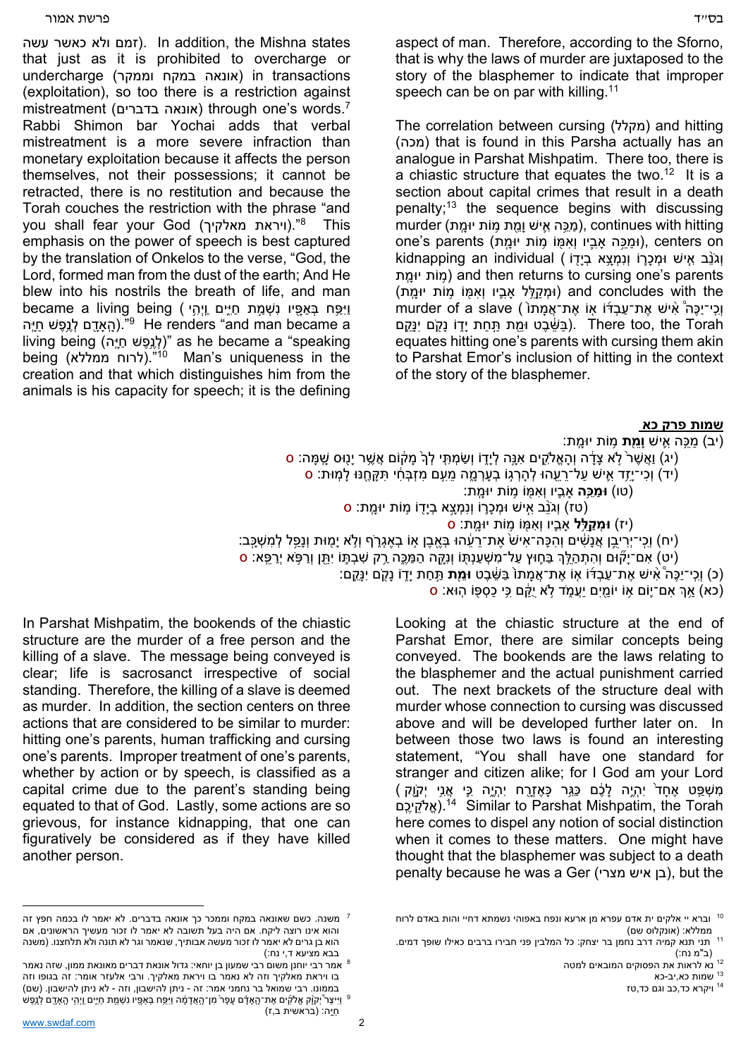(זמם ולא כאשר עשה). In addition, the Mishna states that just as it is prohibited to overcharge or undercharge (אונאה במקח וממקר) in transactions (exploitation), so too there is a restriction against mistreatment (אונאה בדברים) through one's words.[7] Rabbi Shimon bar Yochai adds that verbal mistreatment is a more severe infraction than monetary exploitation because it affects the person themselves, not their possessions; it cannot be retracted, there is no restitution and because the Torah couches the restriction with the phrase "and you shall fear your God (ויראת מאלקיך)."[8] This emphasis on the power of speech is best captured by the translation of Onkelos to the verse, "God, the Lord, formed man from the dust of the earth; And He blew into his nostrils the breath of life, and man became a living being (וַיִּפַּח בְּאַפָּיו נִשְׁמַת חַיִּים וַיְהִי הָאָדָם לְנֶפֶשׁ חַיָּה)."[9] He renders "and man became a living being (לְנֶפֶשׁ חַיָּה)" as he became a "speaking being (לרוח ממללא)."[10] Man's uniqueness in the creation and that which distinguishes him from the animals is his capacity for speech; it is the defining aspect of man. Therefore, according to the Sforno, that is why the laws of murder are juxtaposed to the story of the blasphemer to indicate that improper speech can be on par with killing.[11]

The correlation between cursing (מקלל) and hitting (מכה) that is found in this Parsha actually has an analogue in Parshat Mishpatim. There too, there is a chiastic structure that equates the two.[12] It is a section about capital crimes that result in a death penalty;[13] the sequence begins with discussing murder (מַכֵּה אִישׁ וָמֵת מוֹת יוּמָת), continues with hitting one's parents (וּמַכֵּה אָבִיו וְאִמּוֹ מוֹת יוּמָת), centers on kidnapping an individual (וְגֹנֵב אִישׁ וּמְכָרוֹ וְנִמְצָא בְיָדוֹ מוֹת יוּמָת) and then returns to cursing one's parents (וּמְקַלֵּל אָבִיו וְאִמּוֹ מוֹת יוּמָת) and concludes with the murder of a slave (וְכִי־יַכֶּה אִישׁ אֶת־עַבְדּוֹ אוֹ אֶת־אֲמָתוֹ בַּשֵּׁבֶט וּמֵת תַּחַת יָדוֹ נָקֹם יִנָּקֵם). There too, the Torah equates hitting one's parents with cursing them akin to Parshat Emor's inclusion of hitting in the context of the story of the blasphemer.

**שמות פרק כא**

(יב) מַכֵּה אִישׁ **וָמֵת** מוֹת יוּמָת:

(יג) וַאֲשֶׁר לֹא צָדָה וְהָאֱלֹקִים אִנָּה לְיָדוֹ וְשַׂמְתִּי לְךָ מָקוֹם אֲשֶׁר יָנוּס שָׁמָּה: ס

(יד) וְכִי־יָזִד אִישׁ עַל־רֵעֵהוּ לְהָרְגוֹ בְעָרְמָה מֵעִם מִזְבְּחִי תִּקָּחֶנּוּ לָמוּת: ס

(טו) **וּמַכֵּה** אָבִיו וְאִמּוֹ מוֹת יוּמָת:

(טז) וְגֹנֵב אִישׁ וּמְכָרוֹ וְנִמְצָא בְיָדוֹ מוֹת יוּמָת: ס

(יז) **וּמְקַלֵּל** אָבִיו וְאִמּוֹ מוֹת יוּמָת: ס

(יח) וְכִי־יְרִיבֻן אֲנָשִׁים וְהִכָּה־אִישׁ אֶת־רֵעֵהוּ בְּאֶבֶן אוֹ בְאֶגְרֹף וְלֹא יָמוּת וְנָפַל לְמִשְׁכָּב:

(יט) אִם־יָקוּם וְהִתְהַלֵּךְ בַּחוּץ עַל־מִשְׁעַנְתּוֹ וְנִקָּה הַמַּכֶּה רַק שִׁבְתּוֹ יִתֵּן וְרַפֹּא יְרַפֵּא: ס

(כ) וְכִי־יַכֶּה אִישׁ אֶת־עַבְדּוֹ אוֹ אֶת־אֲמָתוֹ בַּשֵּׁבֶט **וּמֵת** תַּחַת יָדוֹ נָקֹם יִנָּקֵם:

(כא) אַךְ אִם־יוֹם אוֹ יוֹמַיִם יַעֲמֹד לֹא יֻקַּם כִּי כַסְפּוֹ הוּא: ס

In Parshat Mishpatim, the bookends of the chiastic structure are the murder of a free person and the killing of a slave. The message being conveyed is clear; life is sacrosanct irrespective of social standing. Therefore, the killing of a slave is deemed as murder. In addition, the section centers on three actions that are considered to be similar to murder: hitting one's parents, human trafficking and cursing one's parents. Improper treatment of one's parents, whether by action or by speech, is classified as a capital crime due to the parent's standing being equated to that of God. Lastly, some actions are so grievous, for instance kidnapping, that one can figuratively be considered as if they have killed another person.

Looking at the chiastic structure at the end of Parshat Emor, there are similar concepts being conveyed. The bookends are the laws relating to the blasphemer and the actual punishment carried out. The next brackets of the structure deal with murder whose connection to cursing was discussed above and will be developed further later on. In between those two laws is found an interesting statement, "You shall have one standard for stranger and citizen alike; for I God am your Lord (מִשְׁפַּט אֶחָד יִהְיֶה לָכֶם כַּגֵּר כָּאֶזְרָח יִהְיֶה כִּי אֲנִי יְקֹוָק אֱלֹקֵיכֶם)."[14] Similar to Parshat Mishpatim, the Torah here comes to dispel any notion of social distinction when it comes to these matters. One might have thought that the blasphemer was subject to a death penalty because he was a Ger (בן איש מצרי), but the

---

[7] משנה. כשם שאונאה במקח וממכר כך אונאה בדברים. לא יאמר לו בכמה חפץ זה והוא אינו רוצה ליקח. אם היה בעל תשובה לא יאמר לו זכור מעשיך הראשונים, אם הוא בן גרים לא יאמר לו זכור מעשה אבותיך, שנאמר וגר לא תונה ולא תלחצנו. (משנה בבא מציעא ד,י נח:)

[8] אמר רבי יוחנן משום רבי שמעון בן יוחאי: גדול אונאת דברים מאונאת ממון, שזה נאמר בו ויראת מאלקיך וזה לא נאמר בו ויראת מאלקיך. ורבי אלעזר אומר: זה בגופו וזה בממונו. רבי שמואל בר נחמני אמר: זה - ניתן להישבון, וזה - לא ניתן להישבון. (שם)

[9] וַיִּיצֶר יְקֹוָק אֱלֹקִים אֶת־הָאָדָם עָפָר מִן־הָאֲדָמָה וַיִּפַּח בְּאַפָּיו נִשְׁמַת חַיִּים וַיְהִי הָאָדָם לְנֶפֶשׁ חַיָּה: (בראשית ב,ז)

[10] וברא יי אלקים ית אדם עפרא מן ארעא ונפח באפוהי נשמתא דחיי והות באדם לרוח ממללא: (אונקלוס שם)

[11] תני תנא קמיה דרב נחמן בר יצחק: כל המלבין פני חבירו ברבים כאילו שופך דמים. (ב"מ נח:)

[12] נא לראות את הפסוקים המובאים למטה

[13] שמות כא,יב-כא

[14] ויקרא כד,כב וגם כד,טז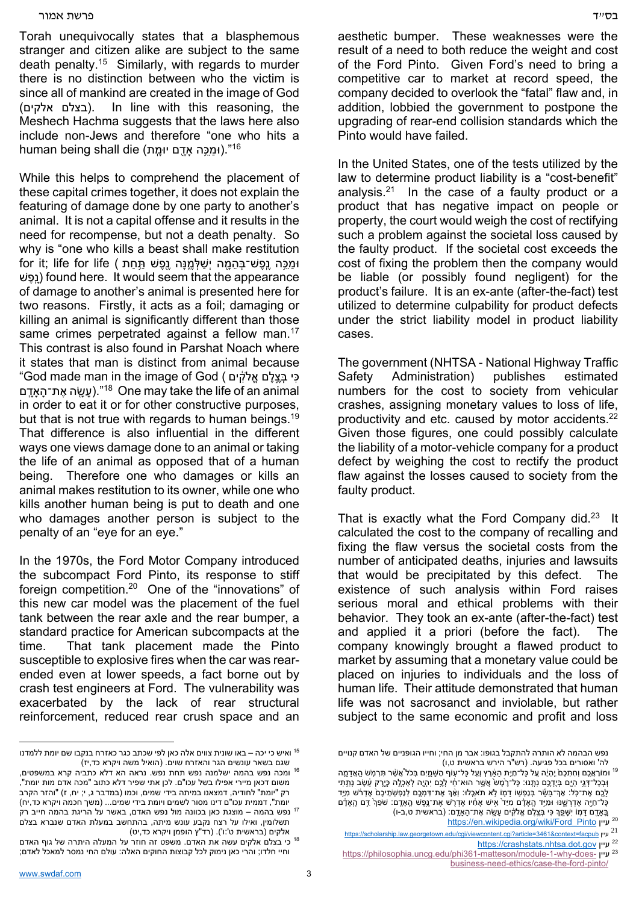Torah unequivocally states that a blasphemous stranger and citizen alike are subject to the same death penalty.[15] Similarly, with regards to murder there is no distinction between who the victim is since all of mankind are created in the image of God (בצלם אלקים). In line with this reasoning, the Meshech Hachma suggests that the laws here also include non-Jews and therefore "one who hits a human being shall die (וּמַכֵּה אָדָם יוּמָת)."[16]

While this helps to comprehend the placement of these capital crimes together, it does not explain the featuring of damage done by one party to another's animal. It is not a capital offense and it results in the need for recompense, but not a death penalty. So why is "one who kills a beast shall make restitution for it; life for life (וּמַכֵּה נֶפֶשׁ־בְּהֵמָה יְשַׁלְּמֶנָּה נֶפֶשׁ תַּחַת נָפֶשׁ) found here. It would seem that the appearance of damage to another's animal is presented here for two reasons. Firstly, it acts as a foil; damaging or killing an animal is significantly different than those same crimes perpetrated against a fellow man.[17] This contrast is also found in Parshat Noach where it states that man is distinct from animal because "God made man in the image of God (כִּי בְּצֶלֶם אֱלֹקִים עָשָׂה אֶת־הָאָדָם)."[18] One may take the life of an animal in order to eat it or for other constructive purposes, but that is not true with regards to human beings.[19] That difference is also influential in the different ways one views damage done to an animal or taking the life of an animal as opposed that of a human being. Therefore one who damages or kills an animal makes restitution to its owner, while one who kills another human being is put to death and one who damages another person is subject to the penalty of an "eye for an eye."

In the 1970s, the Ford Motor Company introduced the subcompact Ford Pinto, its response to stiff foreign competition.[20] One of the "innovations" of this new car model was the placement of the fuel tank between the rear axle and the rear bumper, a standard practice for American subcompacts at the time. That tank placement made the Pinto susceptible to explosive fires when the car was rear-ended even at lower speeds, a fact borne out by crash test engineers at Ford. The vulnerability was exacerbated by the lack of rear structural reinforcement, reduced rear crush space and an aesthetic bumper. These weaknesses were the result of a need to both reduce the weight and cost of the Ford Pinto. Given Ford's need to bring a competitive car to market at record speed, the company decided to overlook the "fatal" flaw and, in addition, lobbied the government to postpone the upgrading of rear-end collision standards which the Pinto would have failed.

In the United States, one of the tests utilized by the law to determine product liability is a "cost-benefit" analysis.[21] In the case of a faulty product or a product that has negative impact on people or property, the court would weigh the cost of rectifying such a problem against the societal loss caused by the faulty product. If the societal cost exceeds the cost of fixing the problem then the company would be liable (or possibly found negligent) for the product's failure. It is an ex-ante (after-the-fact) test utilized to determine culpability for product defects under the strict liability model in product liability cases.

The government (NHTSA - National Highway Traffic Safety Administration) publishes estimated numbers for the cost to society from vehicular crashes, assigning monetary values to loss of life, productivity and etc. caused by motor accidents.[22] Given those figures, one could possibly calculate the liability of a motor-vehicle company for a product defect by weighing the cost to rectify the product flaw against the losses caused to society from the faulty product.

That is exactly what the Ford Company did.[23] It calculated the cost to the company of recalling and fixing the flaw versus the societal costs from the number of anticipated deaths, injuries and lawsuits that would be precipitated by this defect. The existence of such analysis within Ford raises serious moral and ethical problems with their behavior. They took an ex-ante (after-the-fact) test and applied it a priori (before the fact). The company knowingly brought a flawed product to market by assuming that a monetary value could be placed on injuries to individuals and the loss of human life. Their attitude demonstrated that human life was not sacrosanct and inviolable, but rather subject to the same economic and profit and loss

---

[15] ואיש כי יכה – באו שונית צווים אלה כאן לפי שכתב כגר כאזרח בנקבו שם יומת ללמדנו שגם בשאר עונשים הגר והאזרח שוים. (הואיל משה ויקרא כד,יז)

[16] ומכה נפש בהמה ישלמנה נפש תחת נפש. נראה הא דלא כתביה קרא במשפטים, משום דכאן מיירי אפילו בשל עכו"ם. לכן אתי שפיר דלא כתוב "מכה אדם מות יומת", רק "יומת" לחודיה, דמצאנו במיתה בידי שמים, וכמו (במדבר ג, י; יח, ז) "והזר הקרב יומת", דממית עכו"ם דינו מסור לשמים ויומת בידי שמים... (משך חכמה ויקרא כד,יח)

[17] נפש בהמה – מוצגת כאן בכוונה מול נפש האדם, באשר על הריגת בהמה חייב רק תשלומין, ואילו על רצח נקבע עונש מיתה, בהתחשב במעלת האדם שנברא בצלם אלקים (בראשית ט׳:ו׳). (רד"צ הופמן ויקרא כד,יט)

[18] כי בצלם אלקים עשה את האדם. משפט זה חוזר על המעלה היתרה של גוף האדם וחיי חלדו; והרי כאן נימוק לכל קבוצות החוקים האלה: עולם החי נמסר למאכל לאדם; נפש הבהמה לא הותרה להתקבל בגופו: אבר מן החי; וחייו הגופניים של האדם קנויים לה' ואסורים בכל פגיעה. (רש"ר הירש בראשית ט,ו)

[19] וּמוֹרַאֲכֶם וְחִתְּכֶם יִהְיֶה עַל כָּל־חַיַּת הָאָרֶץ וְעַל כָּל־עוֹף הַשָּׁמָיִם בְּכֹל אֲשֶׁר תִּרְמֹשׂ הָאֲדָמָה וּבְכָל־דְּגֵי הַיָּם בְּיֶדְכֶם נִתָּנוּ: כָּל־רֶמֶשׂ אֲשֶׁר הוּא־חַי לָכֶם יִהְיֶה לְאָכְלָה כְּיֶרֶק עֵשֶׂב נָתַתִּי לָכֶם אֶת־כֹּל: אַךְ־בָּשָׂר בְּנַפְשׁוֹ דָמוֹ לֹא תֹאכֵלוּ: וְאַךְ אֶת־דִּמְכֶם לְנַפְשֹׁתֵיכֶם אֶדְרֹשׁ מִיַּד כָּל־חַיָּה אֶדְרְשֶׁנּוּ וּמִיַּד הָאָדָם מִיַּד אִישׁ אָחִיו אֶדְרֹשׁ אֶת־נֶפֶשׁ הָאָדָם: שֹׁפֵךְ דַּם הָאָדָם בָּאָדָם דָּמוֹ יִשָּׁפֵךְ כִּי בְּצֶלֶם אֱלֹקִים עָשָׂה אֶת־הָאָדָם: (בראשית ט,ב-ו)

[20] עיין https://en.wikipedia.org/wiki/Ford_Pinto

[21] עיין https://scholarship.law.georgetown.edu/cgi/viewcontent.cgi?article=3461&context=facpub

[22] עיין https://crashstats.nhtsa.dot.gov

[23] עיין https://philosophia.uncg.edu/phi361-matteson/module-1-why-does-business-need-ethics/case-the-ford-pinto/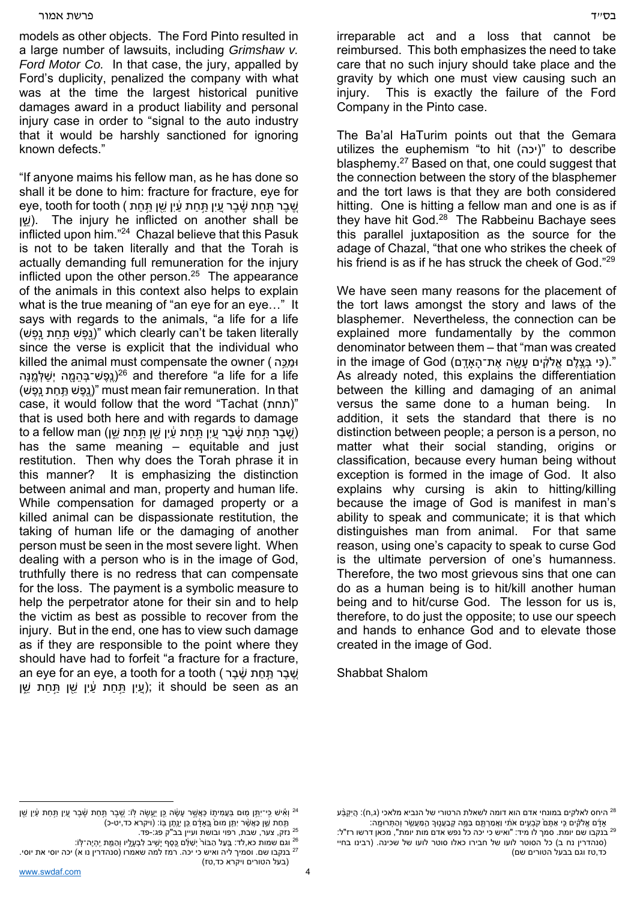models as other objects. The Ford Pinto resulted in a large number of lawsuits, including *Grimshaw v. Ford Motor Co.* In that case, the jury, appalled by Ford's duplicity, penalized the company with what was at the time the largest historical punitive damages award in a product liability and personal injury case in order to "signal to the auto industry that it would be harshly sanctioned for ignoring known defects."

"If anyone maims his fellow man, as he has done so shall it be done to him: fracture for fracture, eye for eye, tooth for tooth (שֶׁבֶר תַּחַת שֶׁבֶר עַיִן תַּחַת עַיִן שֵׁן תַּחַת שֵׁן). The injury he inflicted on another shall be inflicted upon him."[24] Chazal believe that this Pasuk is not to be taken literally and that the Torah is actually demanding full remuneration for the injury inflicted upon the other person.[25] The appearance of the animals in this context also helps to explain what is the true meaning of "an eye for an eye…" It says with regards to the animals, "a life for a life (נֶפֶשׁ תַּחַת נָפֶשׁ)" which clearly can't be taken literally since the verse is explicit that the individual who killed the animal must compensate the owner (וּמַכֵּה נֶפֶשׁ־בְּהֵמָה יְשַׁלְּמֶנָּה)[26] and therefore "a life for a life (נֶפֶשׁ תַּחַת נָפֶשׁ)" must mean fair remuneration. In that case, it would follow that the word "Tachat (תחת)" that is used both here and with regards to damage to a fellow man (שֶׁבֶר תַּחַת שֶׁבֶר עַיִן תַּחַת עַיִן שֵׁן תַּחַת שֵׁן) has the same meaning – equitable and just restitution. Then why does the Torah phrase it in this manner? It is emphasizing the distinction between animal and man, property and human life. While compensation for damaged property or a killed animal can be dispassionate restitution, the taking of human life or the damaging of another person must be seen in the most severe light. When dealing with a person who is in the image of God, truthfully there is no redress that can compensate for the loss. The payment is a symbolic measure to help the perpetrator atone for their sin and to help the victim as best as possible to recover from the injury. But in the end, one has to view such damage as if they are responsible to the point where they should have had to forfeit "a fracture for a fracture, an eye for an eye, a tooth for a tooth (שֶׁבֶר תַּחַת שֶׁבֶר עַיִן תַּחַת עַיִן שֵׁן תַּחַת שֵׁן); it should be seen as an irreparable act and a loss that cannot be reimbursed. This both emphasizes the need to take care that no such injury should take place and the gravity by which one must view causing such an injury. This is exactly the failure of the Ford Company in the Pinto case.

The Ba'al HaTurim points out that the Gemara utilizes the euphemism "to hit (יכה)" to describe blasphemy.[27] Based on that, one could suggest that the connection between the story of the blasphemer and the tort laws is that they are both considered hitting. One is hitting a fellow man and one is as if they have hit God.[28] The Rabbeinu Bachaye sees this parallel juxtaposition as the source for the adage of Chazal, "that one who strikes the cheek of his friend is as if he has struck the cheek of God."[29]

We have seen many reasons for the placement of the tort laws amongst the story and laws of the blasphemer. Nevertheless, the connection can be explained more fundamentally by the common denominator between them – that "man was created in the image of God (כִּי בְּצֶלֶם אֱלֹקִים עָשָׂה אֶת־הָאָדָם)." As already noted, this explains the differentiation between the killing and damaging of an animal versus the same done to a human being. In addition, it sets the standard that there is no distinction between people; a person is a person, no matter what their social standing, origins or classification, because every human being without exception is formed in the image of God. It also explains why cursing is akin to hitting/killing because the image of God is manifest in man's ability to speak and communicate; it is that which distinguishes man from animal. For that same reason, using one's capacity to speak to curse God is the ultimate perversion of one's humanness. Therefore, the two most grievous sins that one can do as a human being is to hit/kill another human being and to hit/curse God. The lesson for us is, therefore, to do just the opposite; to use our speech and hands to enhance God and to elevate those created in the image of God.

Shabbat Shalom

---

[24] וְאִישׁ כִּי־יִתֵּן מוּם בַּעֲמִיתוֹ כַּאֲשֶׁר עָשָׂה כֵּן יֵעָשֶׂה לּוֹ: שֶׁבֶר תַּחַת שֶׁבֶר עַיִן תַּחַת עַיִן שֵׁן תַּחַת שֵׁן כַּאֲשֶׁר יִתֵּן מוּם בָּאָדָם כֵּן יִנָּתֶן בּוֹ: (ויקרא כד,יט-כ)

[25] נזק, צער, שבת, רפוי ובושת ועיין בב"ק פג:-פד.

[26] וגם שמות כא,לד: בַּעַל הַבּוֹר יְשַׁלֵּם כֶּסֶף יָשִׁיב לִבְעָלָיו וְהַמֵּת יִהְיֶה־לּוֹ:

[27] בנקבו שם. וסמיך ליה ואיש כי יכה. רמז למה שאמרו (סנהדרין נו א) יכה יוסי את יוסי. (בעל הטורים ויקרא כד,טז)

[28] היחס לאלקים במונחי אדם הוא דומה לשאלת הרטורי של הנביא מלאכי (ג,ח): הֲיִקְבַּע אָדָם אֱלֹקִים כִּי אַתֶּם קֹבְעִים אֹתִי וַאֲמַרְתֶּם בַּמֶּה קְבַעֲנוּךָ הַמַּעֲשֵׂר וְהַתְּרוּמָה:

[29] בנקבו שם יומת. סמך לו מיד: "ואיש כי יכה כל נפש אדם מות יומת", מכאן דרשו רז"ל: (סנהדרין נח ב) כל הסוטר לועו של חבירו כאלו סוטר לועו של שכינה. (רבינו בחיי כד,טז וגם בבעל הטורים שם)

www.swdaf.com